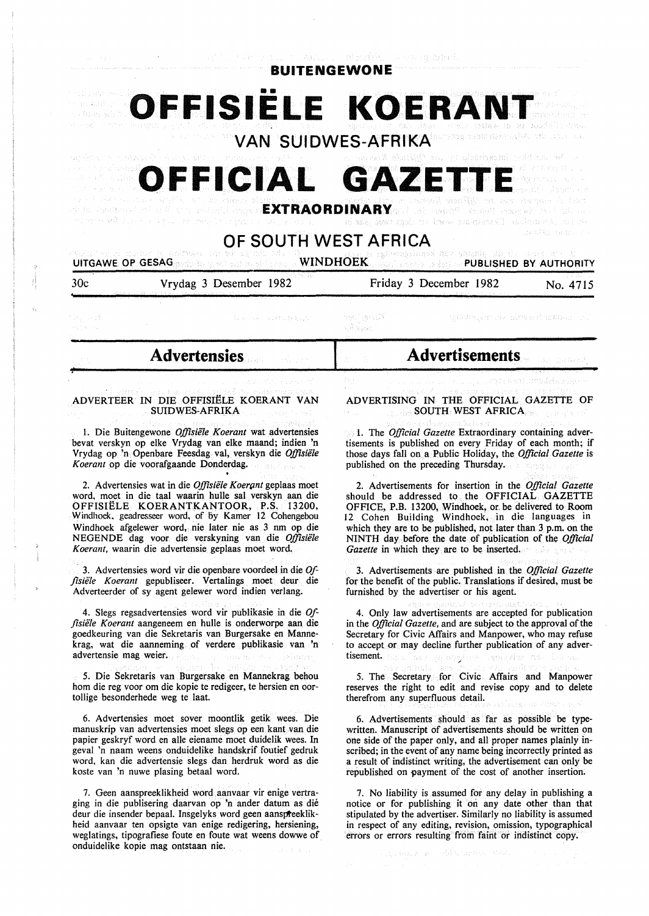**BUITENGEWONE**

# OFFISIËLE KOERANT

## VAN SUIDWES-AFRIKA

# OFFICIAL GAZETTE

**EXTRAORDINARY**

## OF SOUTH WEST AFRICA

UITGAWE OP GESAG — WINDHOEK — PUBLISHED BY AUTHORITY

30c — Vrydag 3 Desember 1982 — Friday 3 December 1982 — No. 4715

## Advertensies

### ADVERTEER IN DIE OFFISIËLE KOERANT VAN SUIDWES-AFRIKA

1. Die Buitengewone *Offisiële Koerant* wat advertensies bevat verskyn op elke Vrydag van elke maand; indien 'n Vrydag op 'n Openbare Feesdag val, verskyn die *Offisiële Koerant* op die voorafgaande Donderdag.

2. Advertensies wat in die *Offisiële Koerant* geplaas moet word, moet in die taal waarin hulle sal verskyn aan die OFFISIËLE KOERANTKANTOOR, P.S. 13200, Windhoek, geadresseer word, of by Kamer 12 Cohengebou Windhoek afgelewer word, nie later nie as 3 nm op die NEGENDE dag voor die verskyning van die *Offisiële Koerant*, waarin die advertensie geplaas moet word.

3. Advertensies word vir die openbare voordeel in die *Offisiële Koerant* gepubliseer. Vertalings moet deur die Adverteerder of sy agent gelewer word indien verlang.

4. Slegs regsadvertensies word vir publikasie in die *Offisiële Koerant* aangeneem en hulle is onderworpe aan die goedkeuring van die Sekretaris van Burgersake en Mannekrag, wat die aanneming of verdere publikasie van 'n advertensie mag weier.

5. Die Sekretaris van Burgersake en Mannekrag behou hom die reg voor om die kopie te redigeer, te hersien en oortollige besonderhede weg te laat.

6. Advertensies moet sover moontlik getik wees. Die manuskrip van advertensies moet slegs op een kant van die papier geskryf word en alle eiename moet duidelik wees. In geval 'n naam weens onduidelike handskrif foutief gedruk word, kan die advertensie slegs dan herdruk word as die koste van 'n nuwe plasing betaal word.

7. Geen aanspreeklikheid word aanvaar vir enige vertraging in die publisering daarvan op 'n ander datum as dié deur die insender bepaal. Insgelyks word geen aanspreeklikheid aanvaar ten opsigte van enige redigering, hersiening, weglatings, tipografiese foute en foute wat weens dowwe of onduidelike kopie mag ontstaan nie.

## Advertisements

### ADVERTISING IN THE OFFICIAL GAZETTE OF SOUTH WEST AFRICA

1. The *Official Gazette* Extraordinary containing advertisements is published on every Friday of each month; if those days fall on a Public Holiday, the *Official Gazette* is published on the preceding Thursday.

2. Advertisements for insertion in the *Official Gazette* should be addressed to the OFFICIAL GAZETTE OFFICE, P.B. 13200, Windhoek, or be delivered to Room 12 Cohen Building Windhoek, in the languages in which they are to be published, not later than 3 p.m. on the NINTH day before the date of publication of the *Official Gazette* in which they are to be inserted.

3. Advertisements are published in the *Official Gazette* for the benefit of the public. Translations if desired, must be furnished by the advertiser or his agent.

4. Only law advertisements are accepted for publication in the *Official Gazette*, and are subject to the approval of the Secretary for Civic Affairs and Manpower, who may refuse to accept or may decline further publication of any advertisement.

5. The Secretary for Civic Affairs and Manpower reserves the right to edit and revise copy and to delete therefrom any superfluous detail.

6. Advertisements should as far as possible be typewritten. Manuscript of advertisements should be written on one side of the paper only, and all proper names plainly inscribed; in the event of any name being incorrectly printed as a result of indistinct writing, the advertisement can only be republished on payment of the cost of another insertion.

7. No liability is assumed for any delay in publishing a notice or for publishing it on any date other than that stipulated by the advertiser. Similarly no liability is assumed in respect of any editing, revision, omission, typographical errors or errors resulting from faint or indistinct copy.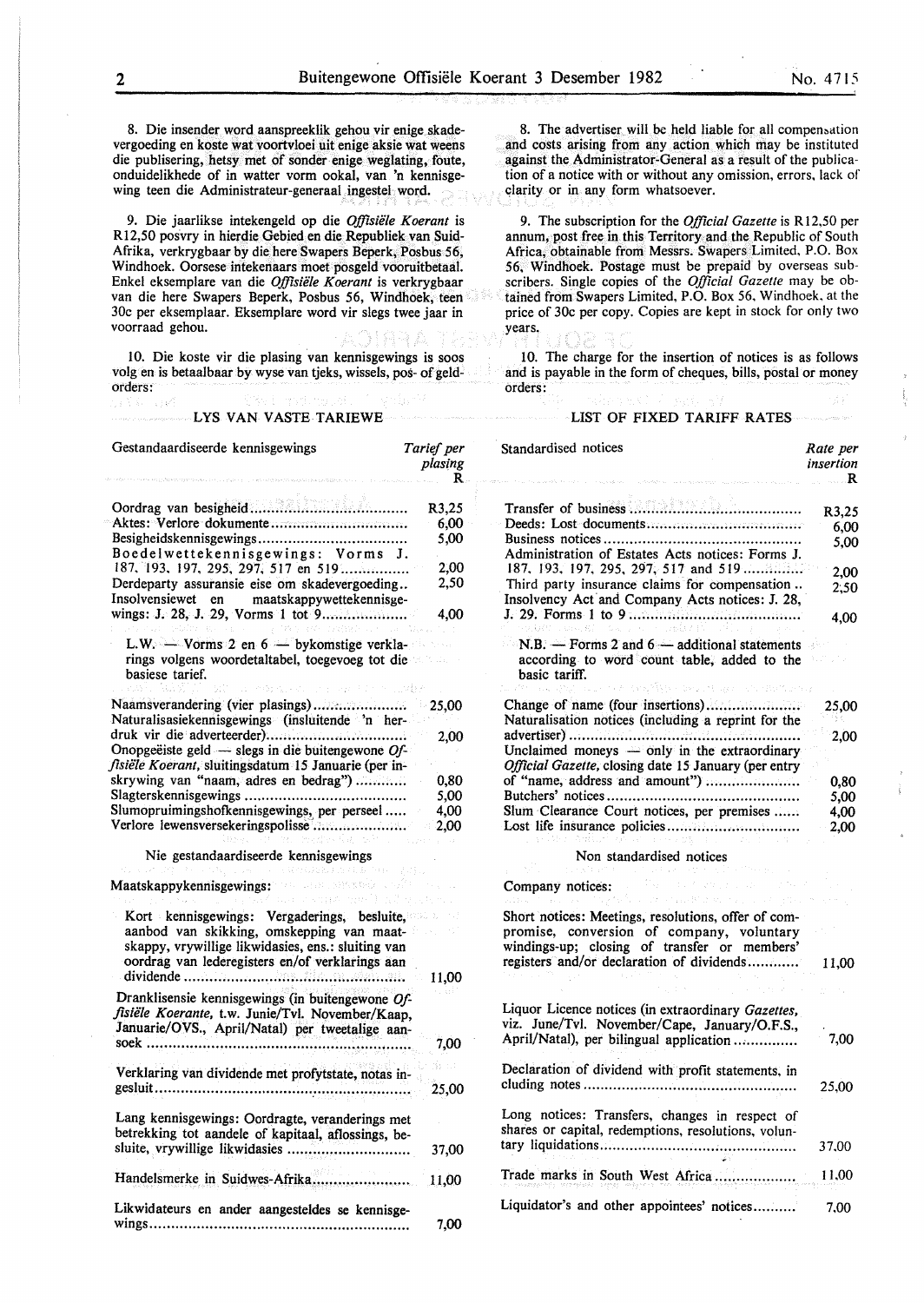8. Die insender word aanspreeklik gehou vir enige skadevergoeding en koste wat voortvloei uit enige aksie wat weens die publisering, hetsy met of sonder enige weglating, foute, onduidelikhede of in watter vorm ookal, van 'n kennisgewing teen die Administrateur-generaal ingestel word.

9. Die jaarlikse intekengeld op die *Offisiële Koerant* is R12,50 posvry in hierdie Gebied en die Republiek van Suid-Afrika, verkrygbaar by die here Swapers Beperk, Posbus 56, Windhoek. Oorsese intekenaars moet posgeld vooruitbetaal. Enkel eksemplare van die *Offisiële Koerant* is verkrygbaar van die here Swapers Beperk, Posbus 56, Windhoek, teen 30c per eksemplaar. Eksemplare word vir slegs twee jaar in voorraad gehou.

10. Die koste vir die plasing van kennisgewings is soos volg en is betaalbaar by wyse van tjeks, wissels, pos- of geldorders:

### LYS VAN VASTE TARIEWE

| Gestandaardiseerde kennisgewings | Tarief per plasing R |
|---|---|
| Oordrag van besigheid | R3,25 |
| Aktes: Verlore dokumente | 6,00 |
| Besigheidskennisgewings | 5,00 |
| Boedelwettekennisgewings: Vorms J. 187, 193, 197, 295, 297, 517 en 519 | 2,00 |
| Derdeparty assuransie eise om skadevergoeding | 2,50 |
| Insolvensiewet en maatskappywettekennisgewings: J. 28, J. 29, Vorms 1 tot 9 | 4,00 |
| L.W. — Vorms 2 en 6 — bykomstige verklarings volgens woordetaltabel, toegevoeg tot die basiese tarief. | |
| Naamsverandering (vier plasings) | 25,00 |
| Naturalisasiekennisgewings (insluitende 'n herdruk vir die adverteerder) | 2,00 |
| Onopgeëiste geld — slegs in die buitengewone *Offisiële Koerant*, sluitingsdatum 15 Januarie (per inskrywing van "naam, adres en bedrag") | 0,80 |
| Slagterskennisgewings | 5,00 |
| Slumopruimingshofkennisgewings, per perseel | 4,00 |
| Verlore lewensversekeringspolisse | 2,00 |
| **Nie gestandaardiseerde kennisgewings** | |
| Maatskappykennisgewings: | |
| Kort kennisgewings: Vergaderings, besluite, aanbod van skikking, omskepping van maatskappy, vrywillige likwidasies, ens.: sluiting van oordrag van lederegisters en/of verklarings aan dividende | 11,00 |
| Dranklisensie kennisgewings (in buitengewone *Offisiële Koerante*, t.w. Junie/Tvl. November/Kaap, Januarie/OVS., April/Natal) per tweetalige aansoek | 7,00 |
| Verklaring van dividende met profytstate, notas ingesluit | 25,00 |
| Lang kennisgewings: Oordragte, veranderings met betrekking tot aandele of kapitaal, aflossings, besluite, vrywillige likwidasies | 37,00 |
| Handelsmerke in Suidwes-Afrika | 11,00 |
| Likwidateurs en ander aangesteldes se kennisgewings | 7,00 |

8. The advertiser will be held liable for all compensation and costs arising from any action which may be instituted against the Administrator-General as a result of the publication of a notice with or without any omission, errors, lack of clarity or in any form whatsoever.

9. The subscription for the *Official Gazette* is R12,50 per annum, post free in this Territory and the Republic of South Africa, obtainable from Messrs. Swapers Limited, P.O. Box 56, Windhoek. Postage must be prepaid by overseas subscribers. Single copies of the *Official Gazette* may be obtained from Swapers Limited, P.O. Box 56, Windhoek, at the price of 30c per copy. Copies are kept in stock for only two years.

10. The charge for the insertion of notices is as follows and is payable in the form of cheques, bills, postal or money orders:

### LIST OF FIXED TARIFF RATES

| Standardised notices | Rate per insertion R |
|---|---|
| Transfer of business | R3,25 |
| Deeds: Lost documents | 6,00 |
| Business notices | 5,00 |
| Administration of Estates Acts notices: Forms J. 187, 193, 197, 295, 297, 517 and 519 | 2,00 |
| Third party insurance claims for compensation | 2,50 |
| Insolvency Act and Company Acts notices: J. 28, J. 29. Forms 1 to 9 | 4,00 |
| N.B. — Forms 2 and 6 — additional statements according to word count table, added to the basic tariff. | |
| Change of name (four insertions) | 25,00 |
| Naturalisation notices (including a reprint for the advertiser) | 2,00 |
| Unclaimed moneys — only in the extraordinary *Official Gazette*, closing date 15 January (per entry of "name, address and amount") | 0,80 |
| Butchers' notices | 5,00 |
| Slum Clearance Court notices, per premises | 4,00 |
| Lost life insurance policies | 2,00 |
| **Non standardised notices** | |
| Company notices: | |
| Short notices: Meetings, resolutions, offer of compromise, conversion of company, voluntary windings-up; closing of transfer or members' registers and/or declaration of dividends | 11,00 |
| Liquor Licence notices (in extraordinary *Gazettes*, viz. June/Tvl. November/Cape, January/O.F.S., April/Natal), per bilingual application | 7,00 |
| Declaration of dividend with profit statements, including notes | 25,00 |
| Long notices: Transfers, changes in respect of shares or capital, redemptions, resolutions, voluntary liquidations | 37,00 |
| Trade marks in South West Africa | 11,00 |
| Liquidator's and other appointees' notices | 7,00 |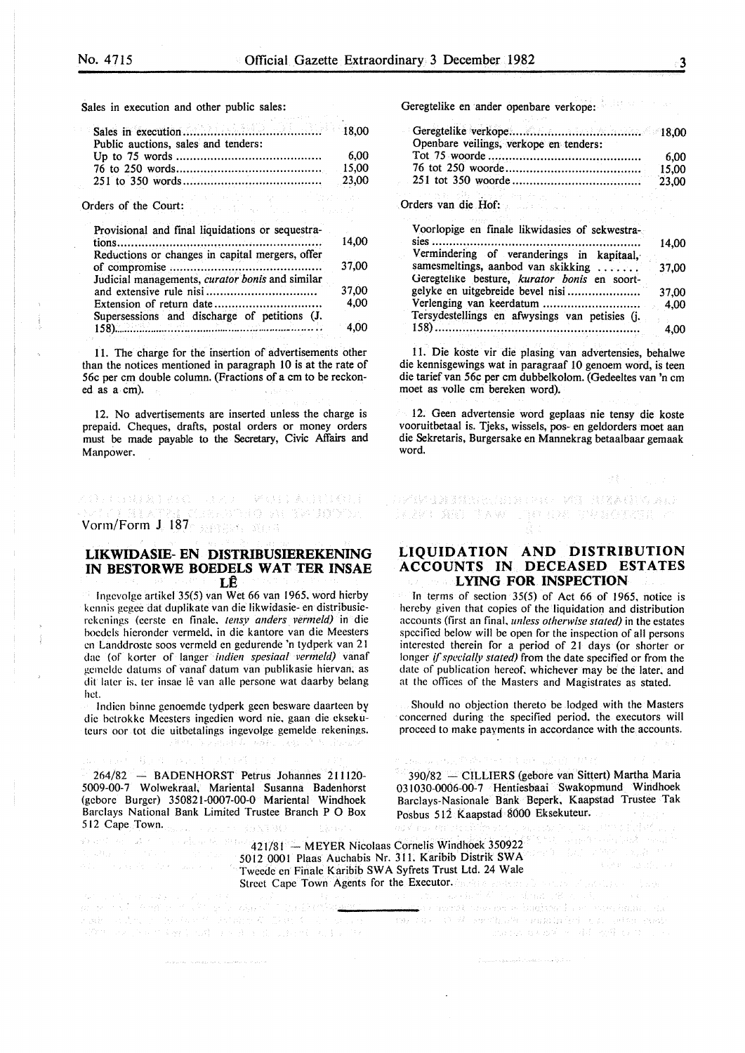Sales in execution and other public sales:

| | |
|---|---|
| Sales in execution | 18,00 |
| Public auctions, sales and tenders: | |
| Up to 75 words | 6,00 |
| 76 to 250 words | 15,00 |
| 251 to 350 words | 23,00 |

Orders of the Court:

| | |
|---|---|
| Provisional and final liquidations or sequestrations | 14,00 |
| Reductions or changes in capital mergers, offer of compromise | 37,00 |
| Judicial managements, *curator bonis* and similar and extensive rule nisi | 37,00 |
| Extension of return date | 4,00 |
| Supersessions and discharge of petitions (J. 158) | 4,00 |

11. The charge for the insertion of advertisements other than the notices mentioned in paragraph 10 is at the rate of 56c per cm double column. (Fractions of a cm to be reckoned as a cm).

12. No advertisements are inserted unless the charge is prepaid. Cheques, drafts, postal orders or money orders must be made payable to the Secretary, Civic Affairs and Manpower.

Geregtelike en ander openbare verkope:

| | |
|---|---|
| Geregtelike verkope | 18,00 |
| Openbare veilings, verkope en tenders: | |
| Tot 75 woorde | 6,00 |
| 76 tot 250 woorde | 15,00 |
| 251 tot 350 woorde | 23,00 |

Orders van die Hof:

| | |
|---|---|
| Voorlopige en finale likwidasies of sekwestrasies | 14,00 |
| Vermindering of veranderings in kapitaal, samesmeltings, aanbod van skikking | 37,00 |
| Geregtelike besture, *kurator bonis* en soortgelyke en uitgebreide bevel nisi | 37,00 |
| Verlenging van keerdatum | 4,00 |
| Tersydestellings en afwysings van petisies (j. 158) | 4,00 |

11. Die koste vir die plasing van advertensies, behalwe die kennisgewings wat in paragraaf 10 genoem word, is teen die tarief van 56c per cm dubbelkolom. (Gedeeltes van 'n cm moet as volle cm bereken word).

12. Geen advertensie word geplaas nie tensy die koste vooruitbetaal is. Tjeks, wissels, pos- en geldorders moet aan die Sekretaris, Burgersake en Mannekrag betaalbaar gemaak word.

Vorm/Form J 187

## LIKWIDASIE- EN DISTRIBUSIEREKENING IN BESTORWE BOEDELS WAT TER INSAE LÊ

Ingevolge artikel 35(5) van Wet 66 van 1965, word hierby kennis gegee dat duplikate van die likwidasie- en distribusierekenings (eerste en finale, *tensy anders vermeld*) in die boedels hieronder vermeld, in die kantore van die Meesters en Landdroste soos vermeld en gedurende 'n tydperk van 21 dae (of korter of langer *indien spesiaal vermeld*) vanaf gemelde datums of vanaf datum van publikasie hiervan, as dit later is, ter insae lê van alle persone wat daarby belang het.

Indien binne genoemde tydperk geen besware daarteen by die betrokke Meesters ingedien word nie, gaan die eksekuteurs oor tot die uitbetalings ingevolge gemelde rekenings.

## LIQUIDATION AND DISTRIBUTION ACCOUNTS IN DECEASED ESTATES LYING FOR INSPECTION

In terms of section 35(5) of Act 66 of 1965, notice is hereby given that copies of the liquidation and distribution accounts (first an final, *unless otherwise stated)* in the estates specified below will be open for the inspection of all persons interested therein for a period of 21 days (or shorter or longer *if specially stated)* from the date specified or from the date of publication hereof, whichever may be the later, and at the offices of the Masters and Magistrates as stated.

Should no objection thereto be lodged with the Masters concerned during the specified period, the executors will proceed to make payments in accordance with the accounts.

264/82 — BADENHORST Petrus Johannes 211120-5009-00-7 Wolwekraal, Mariental Susanna Badenhorst (gebore Burger) 350821-0007-00-0 Mariental Windhoek Barclays National Bank Limited Trustee Branch P O Box 512 Cape Town.

390/82 — CILLIERS (gebore van Sittert) Martha Maria 031030-0006-00-7 Hentiesbaai Swakopmund Windhoek Barclays-Nasionale Bank Beperk, Kaapstad Trustee Tak Posbus 512 Kaapstad 8000 Eksekuteur.

421/81 — MEYER Nicolaas Cornelis Windhoek 350922 5012 0001 Plaas Auchabis Nr. 311, Karibib Distrik SWA Tweede en Finale Karibib SWA Syfrets Trust Ltd. 24 Wale Street Cape Town Agents for the Executor.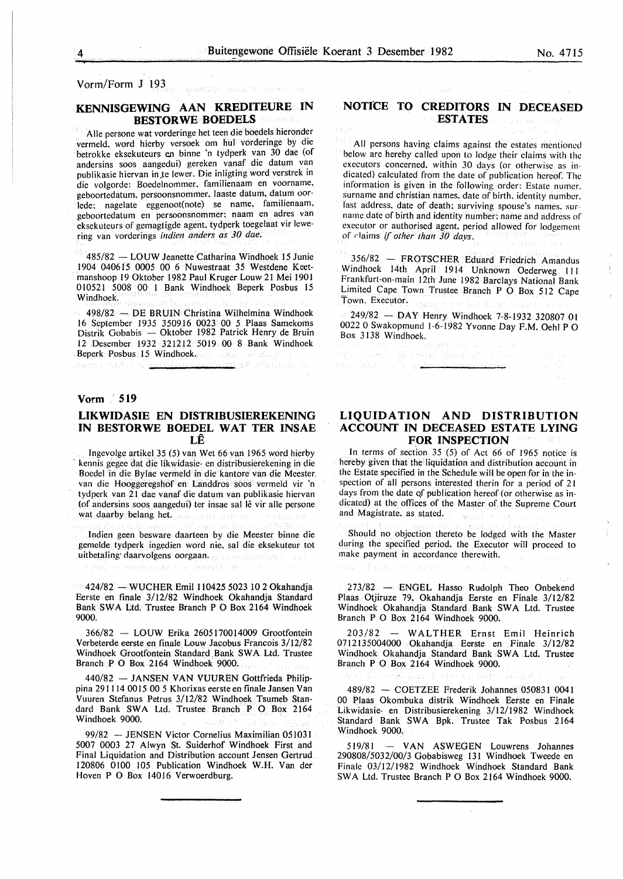Vorm/Form J 193

## KENNISGEWING AAN KREDITEURE IN BESTORWE BOEDELS

Alle persone wat vorderinge het teen die boedels hieronder vermeld, word hierby versoek om hul vorderinge by die betrokke eksekuteurs en binne 'n tydperk van 30 dae (of andersins soos aangedui) gereken vanaf die datum van publikasie hiervan in te lewer. Die inligting word verstrek in die volgorde: Boedelnommer, familienaam en voorname, geboortedatum, persoonsnommer, laaste datum, datum oorlede; nagelate eggenoot(note) se name, familienaam, geboortedatum en persoonsnommer; naam en adres van eksekuteurs of gemagtigde agent, tydperk toegelaat vir lewering van vorderings *indien anders as 30 dae.*

485/82 — LOUW Jeanette Catharina Windhoek 15 Junie 1904 040615 0005 00 6 Nuwestraat 35 Westdene Keetmanshoop 19 Oktober 1982 Paul Kruger Louw 21 Mei 1901 010521 5008 00 1 Bank Windhoek Beperk Posbus 15 Windhoek.

498/82 — DE BRUIN Christina Wilhelmina Windhoek 16 September 1935 350916 0023 00 5 Plaas Samekoms Distrik Gobabis — Oktober 1982 Patrick Henry de Bruin 12 Desember 1932 321212 5019 00 8 Bank Windhoek Beperk Posbus 15 Windhoek.

## NOTICE TO CREDITORS IN DECEASED ESTATES

All persons having claims against the estates mentioned below are hereby called upon to lodge their claims with the executors concerned, within 30 days (or otherwise as indicated) calculated from the date of publication hereof. The information is given in the following order: Estate numer, surname and christian names, date of birth, identity number, last address, date of death; surviving spouse's names, surname date of birth and identity number; name and address of executor or authorised agent, period allowed for lodgement of claims *if other than 30 days.*

356/82 — FROTSCHER Eduard Friedrich Amandus Windhoek 14th April 1914 Unknown Oederweg 111 Frankfurt-on-main 12th June 1982 Barclays National Bank Limited Cape Town Trustee Branch P O Box 512 Cape Town. Executor.

249/82 — DAY Henry Windhoek 7-8-1932 320807 01 0022 0 Swakopmund 1-6-1982 Yvonne Day F.M. Oehl P O Box 3138 Windhoek.

**Vorm 519**

## LIKWIDASIE EN DISTRIBUSIEREKENING IN BESTORWE BOEDEL WAT TER INSAE LÊ

Ingevolge artikel 35 (5) van Wet 66 van 1965 word hierby kennis gegee dat die likwidasie- en distribusierekening in die Boedel in die Bylae vermeld in die kantore van die Meester van die Hooggeregshof en Landdros soos vermeld vir 'n tydperk van 21 dae vanaf die datum van publikasie hiervan (of andersins soos aangedui) ter insae sal lê vir alle persone wat daarby belang het.

Indien geen besware daarteen by die Meester binne die gemelde tydperk ingedien word nie, sal die eksekuteur tot uitbetaling daarvolgens oorgaan.

424/82 — WUCHER Emil 110425 5023 10 2 Okahandja Eerste en finale 3/12/82 Windhoek Okahandja Standard Bank SWA Ltd. Trustee Branch P O Box 2164 Windhoek 9000.

366/82 — LOUW Erika 2605170014009 Grootfontein Verbeterde eerste en finale Louw Jacobus Francois 3/12/82 Windhoek Grootfontein Standard Bank SWA Ltd. Trustee Branch P O Box 2164 Windhoek 9000.

440/82 — JANSEN VAN VUUREN Gottfrieda Philippina 291114 0015 00 5 Khorixas eerste en finale Jansen Van Vuuren Stefanus Petrus 3/12/82 Windhoek Tsumeb Standard Bank SWA Ltd. Trustee Branch P O Box 2164 Windhoek 9000.

99/82 — JENSEN Victor Cornelius Maximilian 051031 5007 0003 27 Alwyn St. Suiderhof Windhoek First and Final Liquidation and Distribution account Jensen Gertrud 120806 0100 105 Publication Windhoek W.H. Van der Hoven P O Box 14016 Verwoerdburg.

## LIQUIDATION AND DISTRIBUTION ACCOUNT IN DECEASED ESTATE LYING FOR INSPECTION

In terms of section 35 (5) of Act 66 of 1965 notice is hereby given that the liquidation and distribution account in the Estate specified in the Schedule will be open for in the inspection of all persons interested therin for a period of 21 days from the date of publication hereof (or otherwise as indicated) at the offices of the Master of the Supreme Court and Magistrate, as stated.

Should no objection thereto be lodged with the Master during the specified period, the Executor will proceed to make payment in accordance therewith.

273/82 — ENGEL Hasso Rudolph Theo Onbekend Plaas Otjiruze 79, Okahandja Eerste en Finale 3/12/82 Windhoek Okahandja Standard Bank SWA Ltd. Trustee Branch P O Box 2164 Windhoek 9000.

203/82 — WALTHER Ernst Emil Heinrich 0712135004000 Okahandja Eerste en Finale 3/12/82 Windhoek Okahandja Standard Bank SWA Ltd. Trustee Branch P O Box 2164 Windhoek 9000.

489/82 — COETZEE Frederik Johannes 050831 0041 00 Plaas Okombuka distrik Windhoek Eerste en Finale Likwidasie- en Distribusierekening 3/12/1982 Windhoek Standard Bank SWA Bpk. Trustee Tak Posbus 2164 Windhoek 9000.

519/81 — VAN ASWEGEN Louwrens Johannes 290808/5032/00/3 Gobabisweg 131 Windhoek Tweede en Finale 03/12/1982 Windhoek Windhoek Standard Bank SWA Ltd. Trustee Branch P O Box 2164 Windhoek 9000.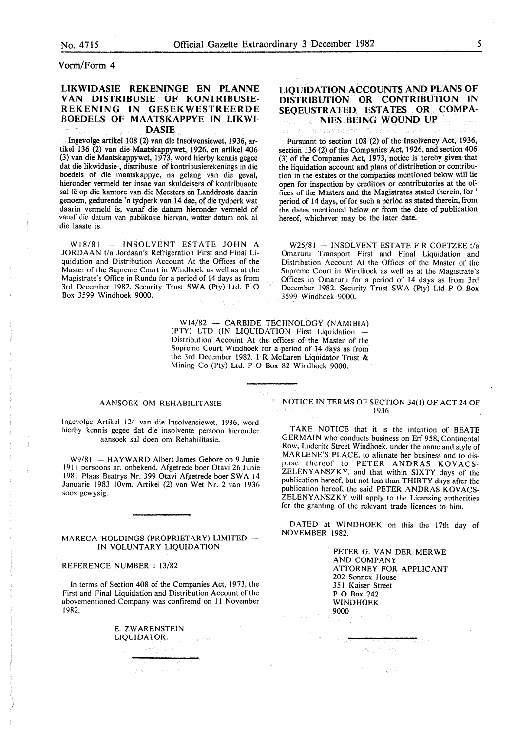Vorm/Form 4

## LIKWIDASIE REKENINGE EN PLANNE VAN DISTRIBUSIE OF KONTRIBUSIE-REKENING IN GESEKWESTREERDE BOEDELS OF MAATSKAPPYE IN LIKWIDASIE

Ingevolge artikel 108 (2) van die Insolvensiewet, 1936, artikel 136 (2) van die Maatskappywet, 1926, en artikel 406 (3) van die Maatskappywet, 1973, word hierby kennis gegee dat die likwidasie-, distribusie- of kontribusierekenings in die boedels of die maatskappye, na gelang van die geval, hieronder vermeld ter insae van skuldeisers of kontribuante sal lê op die kantore van die Meesters en Landdroste daarin genoem, gedurende 'n tydperk van 14 dae, of die tydperk wat daarin vermeld is, vanaf die datum hieronder vermeld of vanaf die datum van publikasie hiervan, watter datum ook al die laaste is.

## LIQUIDATION ACCOUNTS AND PLANS OF DISTRIBUTION OR CONTRIBUTION IN SEQEUSTRATED ESTATES OR COMPANIES BEING WOUND UP

Pursuant to section 108 (2) of the Insolvency Act, 1936, section 136 (2) of the Companies Act, 1926, and section 406 (3) of the Companies Act, 1973, notice is hereby given that the liquidation account and plans of distribution or contribution in the estates or the companies mentioned below will lie open for inspection by creditors or contributories at the offices of the Masters and the Magistrates stated therein, for ' period of 14 days, of for such a period as stated therein, from the dates mentioned below or from the date of publication hereof, whichever may be the later date.

W18/81 — INSOLVENT ESTATE JOHN A JORDAAN t/a Jordaan's Refrigeration First and Final Liquidation and Distribution Account At the Offices of the Master of the Supreme Court in Windhoek as well as at the Magistrate's Office in Rundu for a period of 14 days as from 3rd December 1982. Security Trust SWA (Pty) Ltd. P O Box 3599 Windhoek 9000.

W25/81 — INSOLVENT ESTATE F R COETZEE t/a Omaruru Transport First and Final Liquidation and Distribution Account At the Offices of the Master of the Supreme Court in Windhoek as well as at the Magistrate's Offices in Omaruru for a period of 14 days as from 3rd December 1982. Security Trust SWA (Pty) Ltd P O Box 3599 Windhoek 9000.

W14/82 — CARBIDE TECHNOLOGY (NAMIBIA) (PTY) LTD (IN LIQUIDATION First Liquidation — Distribution Account At the offices of the Master of the Supreme Court Windhoek for a period of 14 days as from the 3rd December 1982. I R McLaren Liquidator Trust & Mining Co (Pty) Ltd. P O Box 82 Windhoek 9000.

---

### AANSOEK OM REHABILITASIE

Ingevolge Artikel 124 van die Insolvensiewet, 1936, word hierby kennis gegee dat die insolvente persoon hieronder aansoek sal doen om Rehabilitasie.

W9/81 — HAYWARD Albert James Gebore op 9 Junie 1911 persoons nr. onbekend. Afgetrede boer Otavi 26 Junie 1981 Plaas Beatrys Nr. 399 Otavi Afgetrede boer SWA 14 Januarie 1983 10vm. Artikel (2) van Wet Nr. 2 van 1936 soos gewysig.

---

### MARECA HOLDINGS (PROPRIETARY) LIMITED — IN VOLUNTARY LIQUIDATION

REFERENCE NUMBER : 13/82

In terms of Section 408 of the Companies Act, 1973, the First and Final Liquidation and Distribution Account of the abovementioned Company was confiremd on 11 November 1982.

E. ZWARENSTEIN
LIQUIDATOR.

---

### NOTICE IN TERMS OF SECTION 34(1) OF ACT 24 OF 1936

TAKE NOTICE that it is the intention of BEATE GERMAIN who conducts business on Erf 958, Continental Row, Luderitz Street Windhoek, under the name and style of MARLENE'S PLACE, to alienate her business and to dispose thereof to PETER ANDRAS KOVACS-ZELENYANSZKY, and that within SIXTY days of the publication hereof, but not less than THIRTY days after the publication hereof, the said PETER ANDRAS KOVACS-ZELENYANSZKY will apply to the Licensing authorities for the granting of the relevant trade licences to him.

DATED at WINDHOEK on this the 17th day of NOVEMBER 1982.

PETER G. VAN DER MERWE
AND COMPANY
ATTORNEY FOR APPLICANT
202 Sonnex House
351 Kaiser Street
P O Box 242
WINDHOEK
9000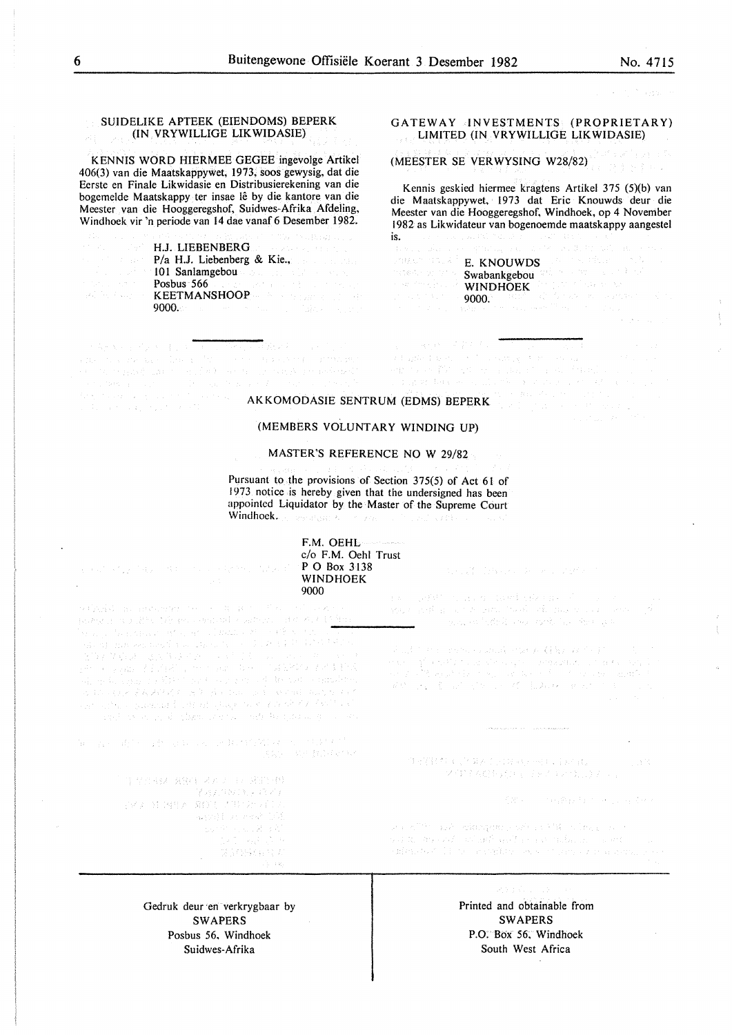## SUIDELIKE APTEEK (EIENDOMS) BEPERK (IN VRYWILLIGE LIKWIDASIE)

KENNIS WORD HIERMEE GEGEE ingevolge Artikel 406(3) van die Maatskappywet, 1973, soos gewysig, dat die Eerste en Finale Likwidasie en Distribusierekening van die bogemelde Maatskappy ter insae lê by die kantore van die Meester van die Hooggeregshof, Suidwes-Afrika Afdeling, Windhoek vir 'n periode van 14 dae vanaf 6 Desember 1982.

H.J. LIEBENBERG
P/a H.J. Liebenberg & Kie.,
101 Sanlamgebou
Posbus 566
KEETMANSHOOP
9000.

---

## GATEWAY INVESTMENTS (PROPRIETARY) LIMITED (IN VRYWILLIGE LIKWIDASIE)

(MEESTER SE VERWYSING W28/82)

Kennis geskied hiermee kragtens Artikel 375 (5)(b) van die Maatskappywet, 1973 dat Eric Knouwds deur die Meester van die Hooggeregshof, Windhoek, op 4 November 1982 as Likwidateur van bogenoemde maatskappy aangestel is.

E. KNOUWDS
Swabankgebou
WINDHOEK
9000.

---

## AKKOMODASIE SENTRUM (EDMS) BEPERK

(MEMBERS VOLUNTARY WINDING UP)

MASTER'S REFERENCE NO W 29/82

Pursuant to the provisions of Section 375(5) of Act 61 of 1973 notice is hereby given that the undersigned has been appointed Liquidator by the Master of the Supreme Court Windhoek.

F.M. OEHL
c/o F.M. Oehl Trust
P O Box 3138
WINDHOEK
9000

---

Gedruk deur en verkrygbaar by
SWAPERS
Posbus 56, Windhoek
Suidwes-Afrika

Printed and obtainable from
SWAPERS
P.O. Box 56, Windhoek
South West Africa